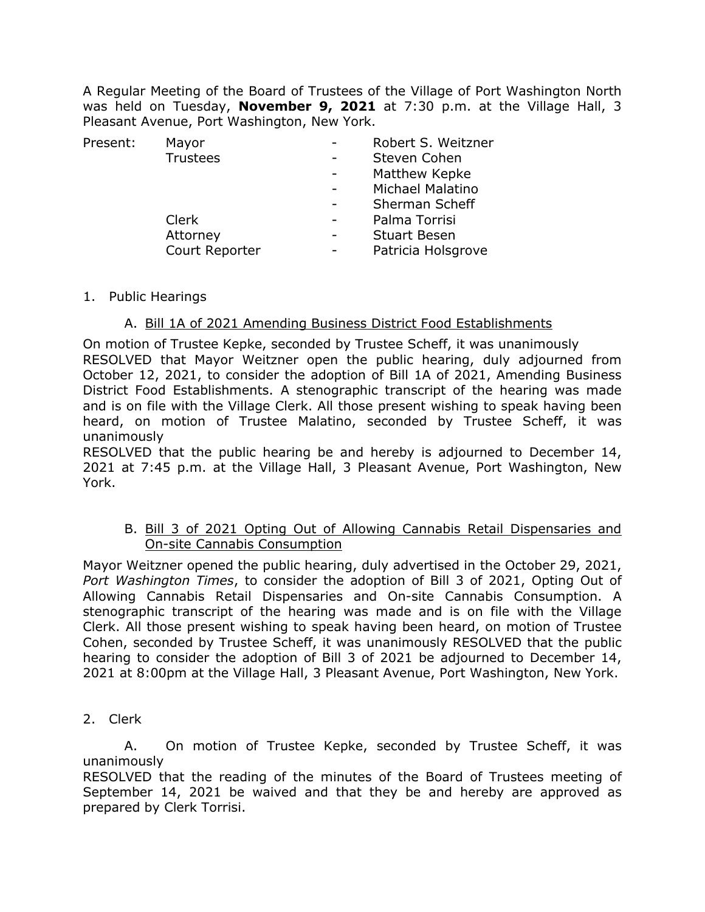A Regular Meeting of the Board of Trustees of the Village of Port Washington North was held on Tuesday, **November 9, 2021** at 7:30 p.m. at the Village Hall, 3 Pleasant Avenue, Port Washington, New York.

| Present: | Mayor | - | Robert S. Weitzner |
|---|---|---|---|
| | Trustees | - | Steven Cohen |
| | | - | Matthew Kepke |
| | | - | Michael Malatino |
| | | - | Sherman Scheff |
| | Clerk | - | Palma Torrisi |
| | Attorney | - | Stuart Besen |
| | Court Reporter | - | Patricia Holsgrove |

1. Public Hearings

    A. Bill 1A of 2021 Amending Business District Food Establishments

On motion of Trustee Kepke, seconded by Trustee Scheff, it was unanimously
RESOLVED that Mayor Weitzner open the public hearing, duly adjourned from October 12, 2021, to consider the adoption of Bill 1A of 2021, Amending Business District Food Establishments. A stenographic transcript of the hearing was made and is on file with the Village Clerk. All those present wishing to speak having been heard, on motion of Trustee Malatino, seconded by Trustee Scheff, it was unanimously
RESOLVED that the public hearing be and hereby is adjourned to December 14, 2021 at 7:45 p.m. at the Village Hall, 3 Pleasant Avenue, Port Washington, New York.

    B. Bill 3 of 2021 Opting Out of Allowing Cannabis Retail Dispensaries and On-site Cannabis Consumption

Mayor Weitzner opened the public hearing, duly advertised in the October 29, 2021, *Port Washington Times*, to consider the adoption of Bill 3 of 2021, Opting Out of Allowing Cannabis Retail Dispensaries and On-site Cannabis Consumption. A stenographic transcript of the hearing was made and is on file with the Village Clerk. All those present wishing to speak having been heard, on motion of Trustee Cohen, seconded by Trustee Scheff, it was unanimously RESOLVED that the public hearing to consider the adoption of Bill 3 of 2021 be adjourned to December 14, 2021 at 8:00pm at the Village Hall, 3 Pleasant Avenue, Port Washington, New York.

2. Clerk

    A. On motion of Trustee Kepke, seconded by Trustee Scheff, it was unanimously
RESOLVED that the reading of the minutes of the Board of Trustees meeting of September 14, 2021 be waived and that they be and hereby are approved as prepared by Clerk Torrisi.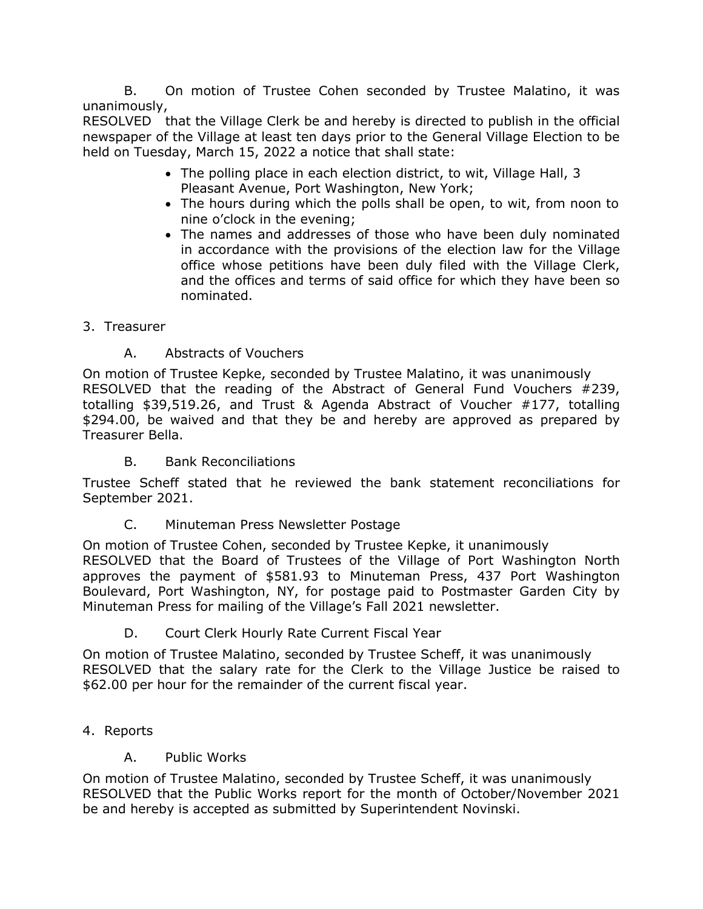B. On motion of Trustee Cohen seconded by Trustee Malatino, it was unanimously,

RESOLVED that the Village Clerk be and hereby is directed to publish in the official newspaper of the Village at least ten days prior to the General Village Election to be held on Tuesday, March 15, 2022 a notice that shall state:

- The polling place in each election district, to wit, Village Hall, 3 Pleasant Avenue, Port Washington, New York;
- The hours during which the polls shall be open, to wit, from noon to nine o'clock in the evening;
- The names and addresses of those who have been duly nominated in accordance with the provisions of the election law for the Village office whose petitions have been duly filed with the Village Clerk, and the offices and terms of said office for which they have been so nominated.

3. Treasurer

A. Abstracts of Vouchers

On motion of Trustee Kepke, seconded by Trustee Malatino, it was unanimously RESOLVED that the reading of the Abstract of General Fund Vouchers #239, totalling $39,519.26, and Trust & Agenda Abstract of Voucher #177, totalling $294.00, be waived and that they be and hereby are approved as prepared by Treasurer Bella.

B. Bank Reconciliations

Trustee Scheff stated that he reviewed the bank statement reconciliations for September 2021.

C. Minuteman Press Newsletter Postage

On motion of Trustee Cohen, seconded by Trustee Kepke, it unanimously RESOLVED that the Board of Trustees of the Village of Port Washington North approves the payment of $581.93 to Minuteman Press, 437 Port Washington Boulevard, Port Washington, NY, for postage paid to Postmaster Garden City by Minuteman Press for mailing of the Village's Fall 2021 newsletter.

D. Court Clerk Hourly Rate Current Fiscal Year

On motion of Trustee Malatino, seconded by Trustee Scheff, it was unanimously RESOLVED that the salary rate for the Clerk to the Village Justice be raised to $62.00 per hour for the remainder of the current fiscal year.

4. Reports

A. Public Works

On motion of Trustee Malatino, seconded by Trustee Scheff, it was unanimously RESOLVED that the Public Works report for the month of October/November 2021 be and hereby is accepted as submitted by Superintendent Novinski.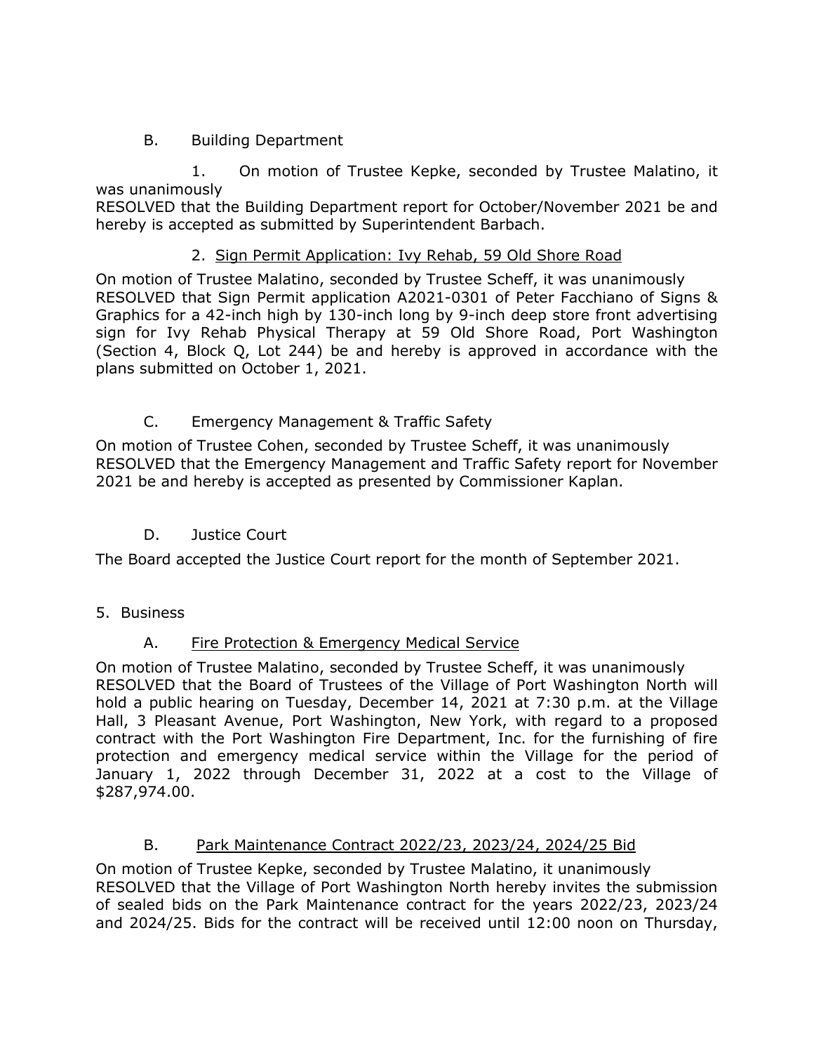B. Building Department

1. On motion of Trustee Kepke, seconded by Trustee Malatino, it was unanimously
RESOLVED that the Building Department report for October/November 2021 be and hereby is accepted as submitted by Superintendent Barbach.

2. <u>Sign Permit Application: Ivy Rehab, 59 Old Shore Road</u>

On motion of Trustee Malatino, seconded by Trustee Scheff, it was unanimously
RESOLVED that Sign Permit application A2021-0301 of Peter Facchiano of Signs & Graphics for a 42-inch high by 130-inch long by 9-inch deep store front advertising sign for Ivy Rehab Physical Therapy at 59 Old Shore Road, Port Washington (Section 4, Block Q, Lot 244) be and hereby is approved in accordance with the plans submitted on October 1, 2021.

C. Emergency Management & Traffic Safety

On motion of Trustee Cohen, seconded by Trustee Scheff, it was unanimously
RESOLVED that the Emergency Management and Traffic Safety report for November 2021 be and hereby is accepted as presented by Commissioner Kaplan.

D. Justice Court

The Board accepted the Justice Court report for the month of September 2021.

5. Business

A. <u>Fire Protection & Emergency Medical Service</u>

On motion of Trustee Malatino, seconded by Trustee Scheff, it was unanimously
RESOLVED that the Board of Trustees of the Village of Port Washington North will hold a public hearing on Tuesday, December 14, 2021 at 7:30 p.m. at the Village Hall, 3 Pleasant Avenue, Port Washington, New York, with regard to a proposed contract with the Port Washington Fire Department, Inc. for the furnishing of fire protection and emergency medical service within the Village for the period of January 1, 2022 through December 31, 2022 at a cost to the Village of $287,974.00.

B. <u>Park Maintenance Contract 2022/23, 2023/24, 2024/25 Bid</u>

On motion of Trustee Kepke, seconded by Trustee Malatino, it unanimously
RESOLVED that the Village of Port Washington North hereby invites the submission of sealed bids on the Park Maintenance contract for the years 2022/23, 2023/24 and 2024/25. Bids for the contract will be received until 12:00 noon on Thursday,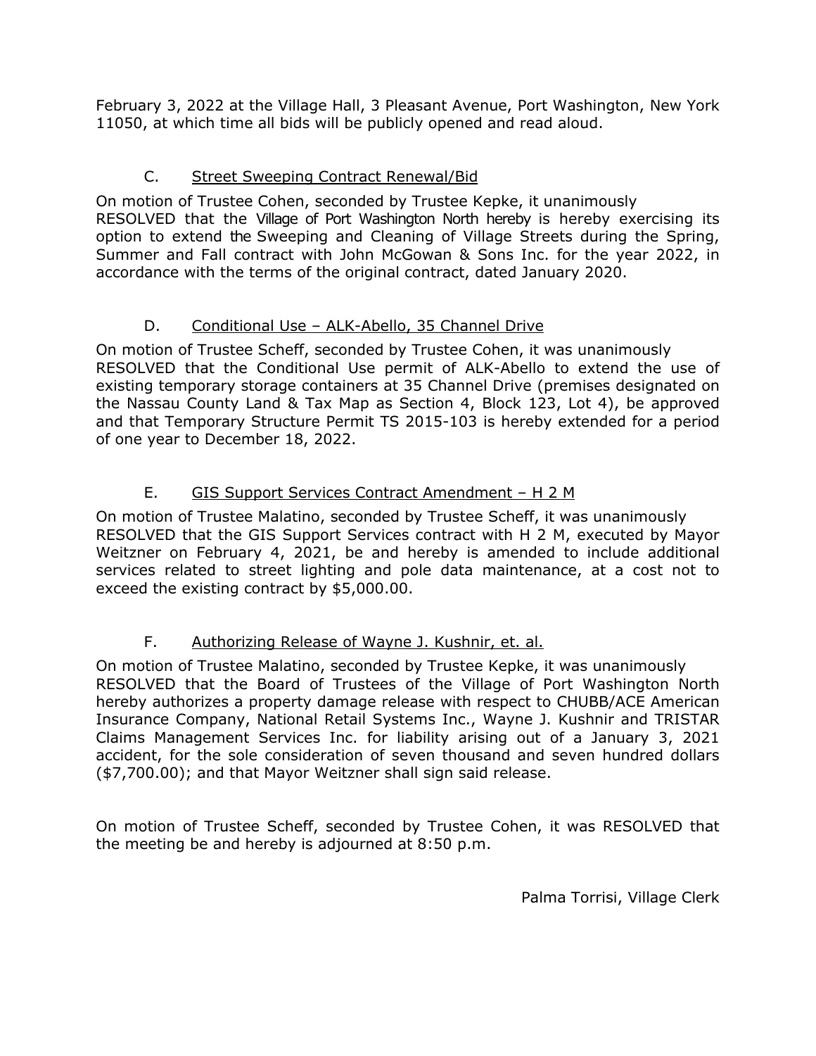February 3, 2022 at the Village Hall, 3 Pleasant Avenue, Port Washington, New York 11050, at which time all bids will be publicly opened and read aloud.

C. Street Sweeping Contract Renewal/Bid

On motion of Trustee Cohen, seconded by Trustee Kepke, it unanimously RESOLVED that the Village of Port Washington North hereby is hereby exercising its option to extend the Sweeping and Cleaning of Village Streets during the Spring, Summer and Fall contract with John McGowan & Sons Inc. for the year 2022, in accordance with the terms of the original contract, dated January 2020.

D. Conditional Use – ALK-Abello, 35 Channel Drive

On motion of Trustee Scheff, seconded by Trustee Cohen, it was unanimously RESOLVED that the Conditional Use permit of ALK-Abello to extend the use of existing temporary storage containers at 35 Channel Drive (premises designated on the Nassau County Land & Tax Map as Section 4, Block 123, Lot 4), be approved and that Temporary Structure Permit TS 2015-103 is hereby extended for a period of one year to December 18, 2022.

E. GIS Support Services Contract Amendment – H 2 M

On motion of Trustee Malatino, seconded by Trustee Scheff, it was unanimously RESOLVED that the GIS Support Services contract with H 2 M, executed by Mayor Weitzner on February 4, 2021, be and hereby is amended to include additional services related to street lighting and pole data maintenance, at a cost not to exceed the existing contract by $5,000.00.

F. Authorizing Release of Wayne J. Kushnir, et. al.

On motion of Trustee Malatino, seconded by Trustee Kepke, it was unanimously RESOLVED that the Board of Trustees of the Village of Port Washington North hereby authorizes a property damage release with respect to CHUBB/ACE American Insurance Company, National Retail Systems Inc., Wayne J. Kushnir and TRISTAR Claims Management Services Inc. for liability arising out of a January 3, 2021 accident, for the sole consideration of seven thousand and seven hundred dollars ($7,700.00); and that Mayor Weitzner shall sign said release.

On motion of Trustee Scheff, seconded by Trustee Cohen, it was RESOLVED that the meeting be and hereby is adjourned at 8:50 p.m.

Palma Torrisi, Village Clerk